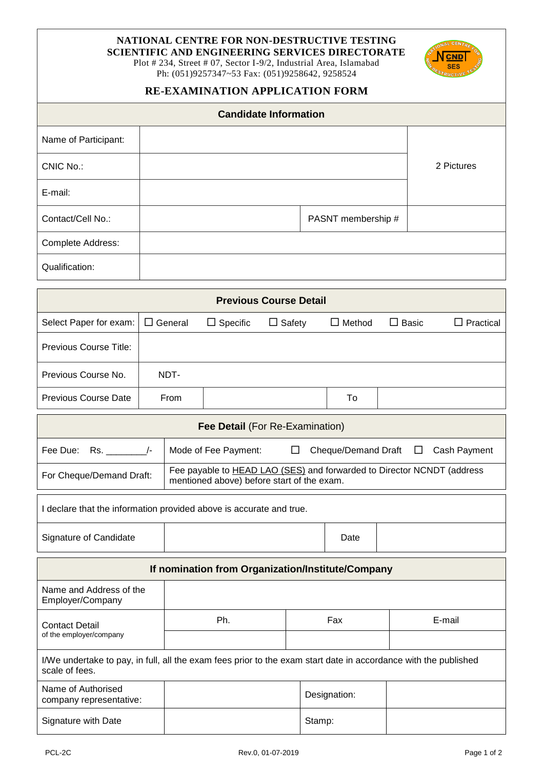# NATIONAL CENTRE FOR NON-DESTRUCTIVE TESTING
## SCIENTIFIC AND ENGINEERING SERVICES DIRECTORATE

Plot # 234, Street # 07, Sector I-9/2, Industrial Area, Islamabad
Ph: (051)9257347~53 Fax: (051)9258642, 9258524

## RE-EXAMINATION APPLICATION FORM

| **Candidate Information** | | | |
|---|---|---|---|
| Name of Participant: | | | 2 Pictures |
| CNIC No.: | | | |
| E-mail: | | | |
| Contact/Cell No.: | | PASNT membership # | |
| Complete Address: | | | |
| Qualification: | | | |

| **Previous Course Detail** | | | | | | |
|---|---|---|---|---|---|---|
| Select Paper for exam: | ☐ General | ☐ Specific | ☐ Safety | ☐ Method | ☐ Basic | ☐ Practical |
| Previous Course Title: | | | | | | |
| Previous Course No. | NDT- | | | | | |
| Previous Course Date | From | | To | | | |

| **Fee Detail** (For Re-Examination) | |
|---|---|
| Fee Due: Rs. ________/- | Mode of Fee Payment: ☐ Cheque/Demand Draft ☐ Cash Payment |
| For Cheque/Demand Draft: | Fee payable to HEAD LAO (SES) and forwarded to Director NCNDT (address mentioned above) before start of the exam. |

| I declare that the information provided above is accurate and true. | | | |
|---|---|---|---|
| Signature of Candidate | | Date | |

| **If nomination from Organization/Institute/Company** | | | |
|---|---|---|---|
| Name and Address of the Employer/Company | | | |
| Contact Detail of the employer/company | Ph. | Fax | E-mail |
| | | | |
| I/We undertake to pay, in full, all the exam fees prior to the exam start date in accordance with the published scale of fees. | | | |
| Name of Authorised company representative: | | Designation: | |
| Signature with Date | | Stamp: | |

PCL-2C Rev.0, 01-07-2019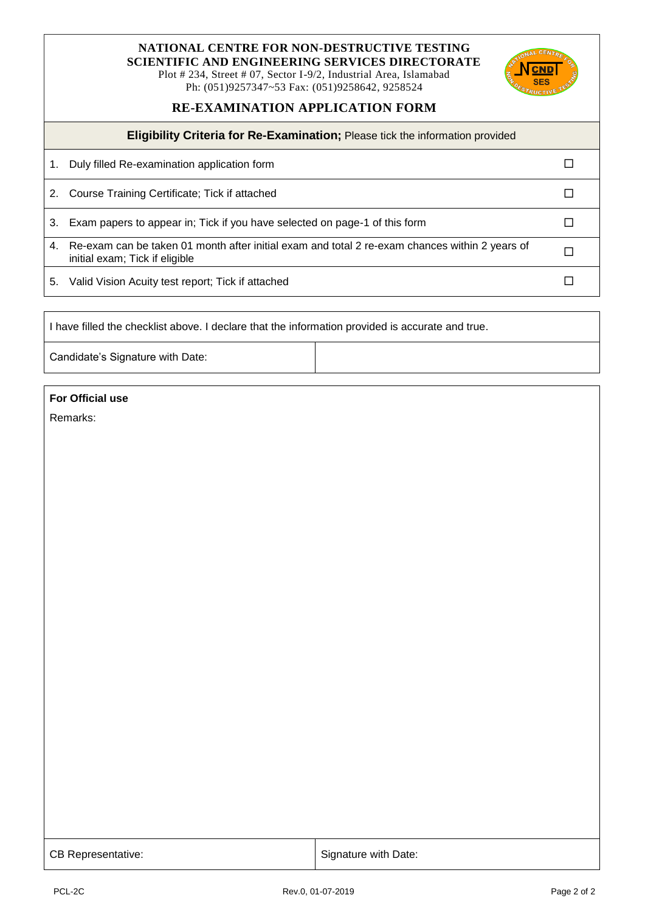**NATIONAL CENTRE FOR NON-DESTRUCTIVE TESTING**
**SCIENTIFIC AND ENGINEERING SERVICES DIRECTORATE**
Plot # 234, Street # 07, Sector I-9/2, Industrial Area, Islamabad
Ph: (051)9257347~53 Fax: (051)9258642, 9258524

## RE-EXAMINATION APPLICATION FORM

| **Eligibility Criteria for Re-Examination;** Please tick the information provided | |
|---|---|
| 1. Duly filled Re-examination application form | ☐ |
| 2. Course Training Certificate; Tick if attached | ☐ |
| 3. Exam papers to appear in; Tick if you have selected on page-1 of this form | ☐ |
| 4. Re-exam can be taken 01 month after initial exam and total 2 re-exam chances within 2 years of initial exam; Tick if eligible | ☐ |
| 5. Valid Vision Acuity test report; Tick if attached | ☐ |

I have filled the checklist above. I declare that the information provided is accurate and true.

| | |
|---|---|
| Candidate's Signature with Date: | |

**For Official use**

Remarks:

| | |
|---|---|
| CB Representative: | Signature with Date: |

PCL-2C Rev.0, 01-07-2019